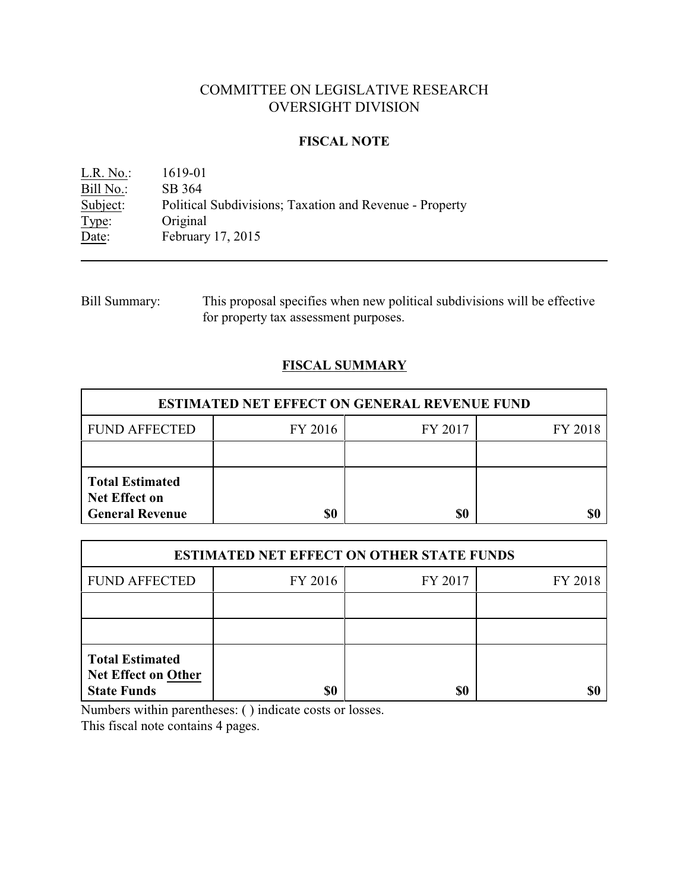# COMMITTEE ON LEGISLATIVE RESEARCH
# OVERSIGHT DIVISION

## FISCAL NOTE

L.R. No.: 1619-01
Bill No.: SB 364
Subject: Political Subdivisions; Taxation and Revenue - Property
Type: Original
Date: February 17, 2015

---

Bill Summary: This proposal specifies when new political subdivisions will be effective for property tax assessment purposes.

## FISCAL SUMMARY

| ESTIMATED NET EFFECT ON GENERAL REVENUE FUND | | | |
|---|---|---|---|
| FUND AFFECTED | FY 2016 | FY 2017 | FY 2018 |
| | | | |
| **Total Estimated Net Effect on General Revenue** | **$0** | **$0** | **$0** |

| ESTIMATED NET EFFECT ON OTHER STATE FUNDS | | | |
|---|---|---|---|
| FUND AFFECTED | FY 2016 | FY 2017 | FY 2018 |
| | | | |
| | | | |
| **Total Estimated Net Effect on Other State Funds** | **$0** | **$0** | **$0** |

Numbers within parentheses: ( ) indicate costs or losses.
This fiscal note contains 4 pages.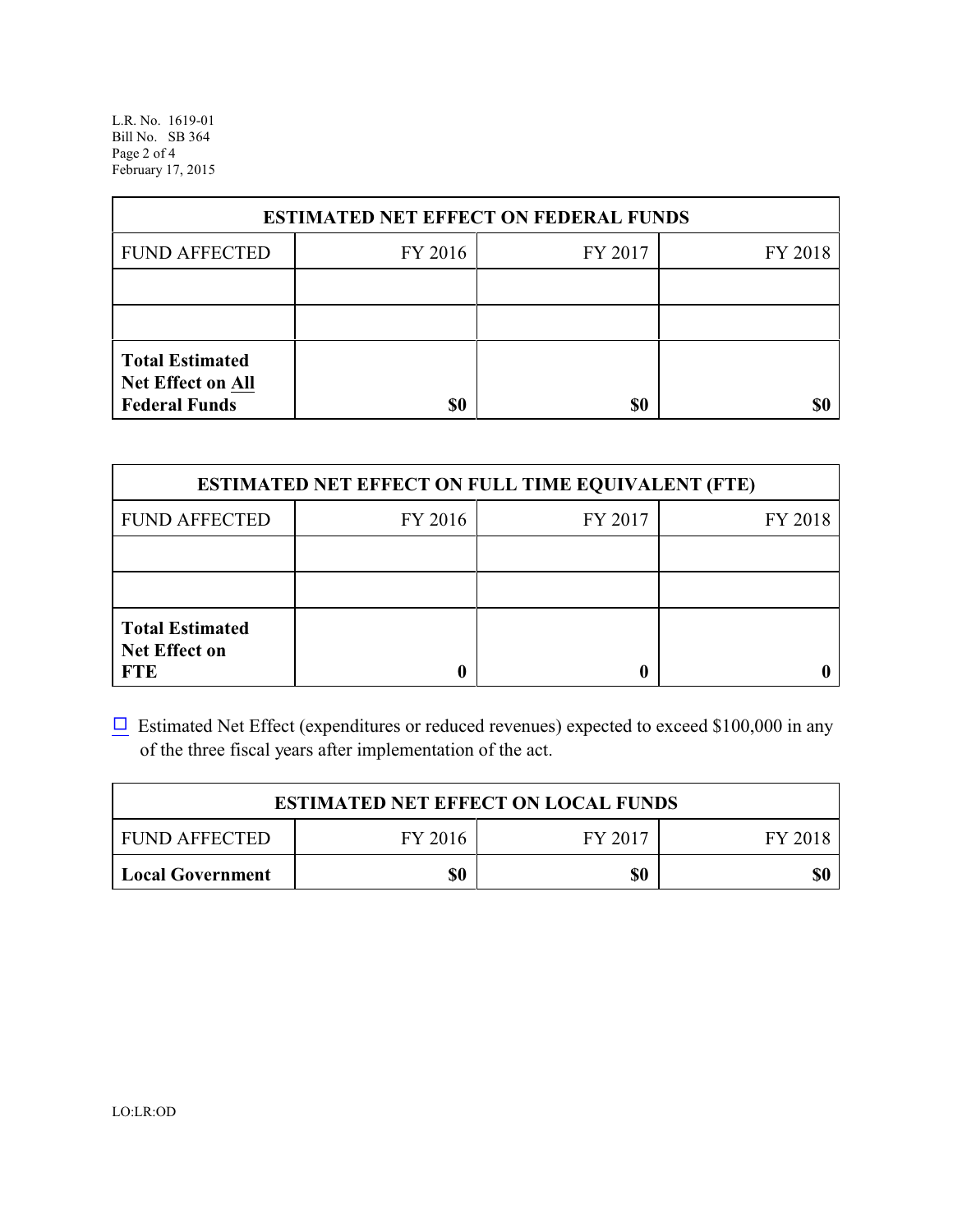| ESTIMATED NET EFFECT ON FEDERAL FUNDS | | | |
|---|---|---|---|
| FUND AFFECTED | FY 2016 | FY 2017 | FY 2018 |
| | | | |
| | | | |
| **Total Estimated Net Effect on All Federal Funds** | **$0** | **$0** | **$0** |

| ESTIMATED NET EFFECT ON FULL TIME EQUIVALENT (FTE) | | | |
|---|---|---|---|
| FUND AFFECTED | FY 2016 | FY 2017 | FY 2018 |
| | | | |
| | | | |
| **Total Estimated Net Effect on FTE** | **0** | **0** | **0** |

☐ Estimated Net Effect (expenditures or reduced revenues) expected to exceed $100,000 in any of the three fiscal years after implementation of the act.

| ESTIMATED NET EFFECT ON LOCAL FUNDS | | | |
|---|---|---|---|
| FUND AFFECTED | FY 2016 | FY 2017 | FY 2018 |
| **Local Government** | **$0** | **$0** | **$0** |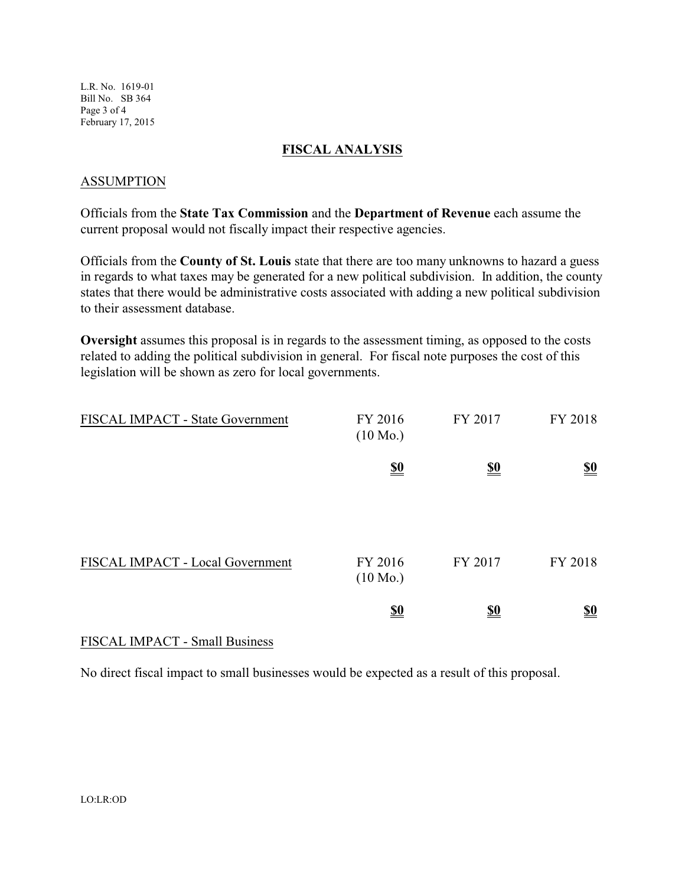## FISCAL ANALYSIS

### ASSUMPTION

Officials from the **State Tax Commission** and the **Department of Revenue** each assume the current proposal would not fiscally impact their respective agencies.

Officials from the **County of St. Louis** state that there are too many unknowns to hazard a guess in regards to what taxes may be generated for a new political subdivision. In addition, the county states that there would be administrative costs associated with adding a new political subdivision to their assessment database.

**Oversight** assumes this proposal is in regards to the assessment timing, as opposed to the costs related to adding the political subdivision in general. For fiscal note purposes the cost of this legislation will be shown as zero for local governments.

| FISCAL IMPACT - State Government | FY 2016 (10 Mo.) | FY 2017 | FY 2018 |
|---|---|---|---|
| | **$0** | **$0** | **$0** |

| FISCAL IMPACT - Local Government | FY 2016 (10 Mo.) | FY 2017 | FY 2018 |
|---|---|---|---|
| | **$0** | **$0** | **$0** |

### FISCAL IMPACT - Small Business

No direct fiscal impact to small businesses would be expected as a result of this proposal.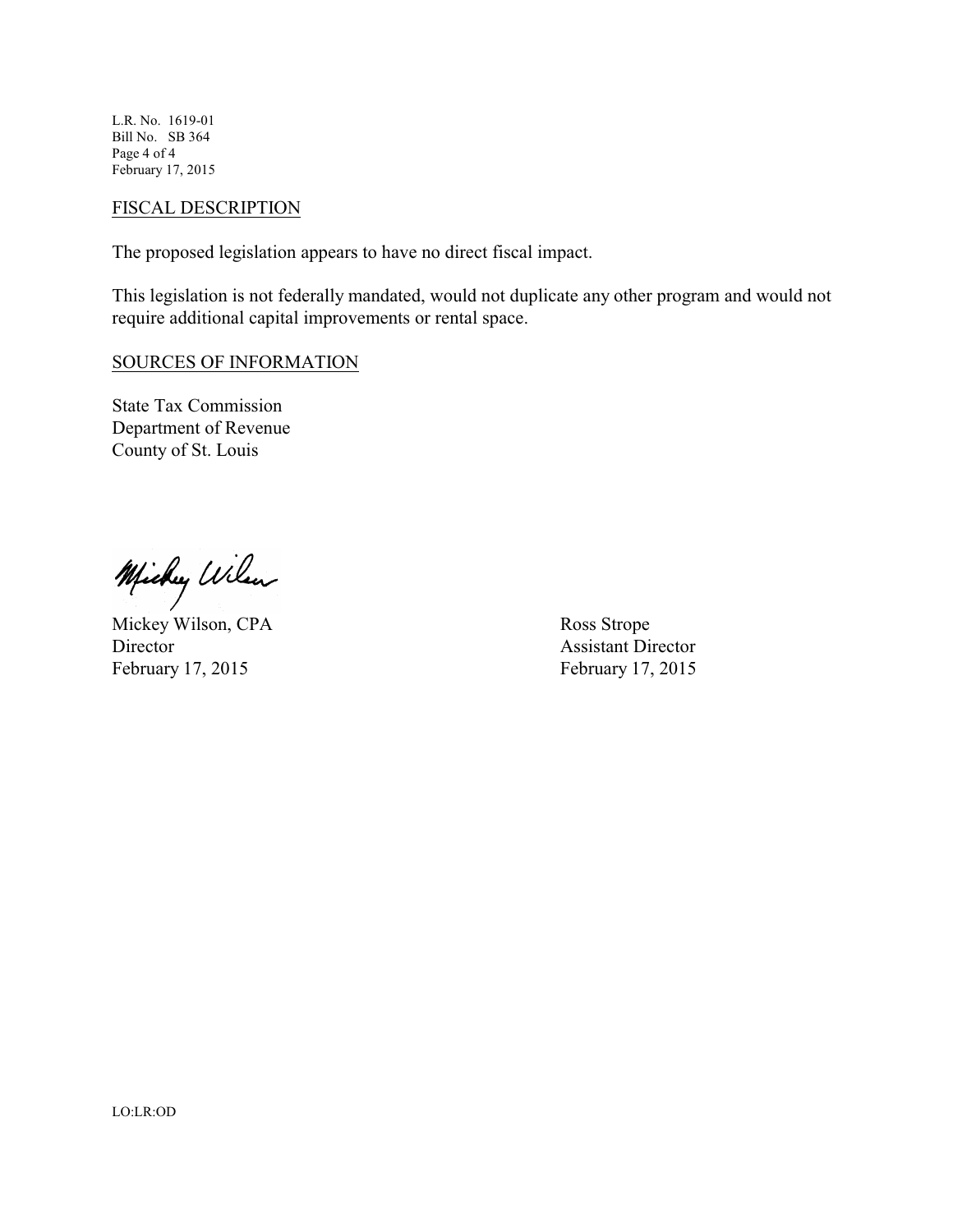## FISCAL DESCRIPTION

The proposed legislation appears to have no direct fiscal impact.

This legislation is not federally mandated, would not duplicate any other program and would not require additional capital improvements or rental space.

## SOURCES OF INFORMATION

State Tax Commission
Department of Revenue
County of St. Louis

Mickey Wilson, CPA
Director
February 17, 2015

Ross Strope
Assistant Director
February 17, 2015

LO:LR:OD